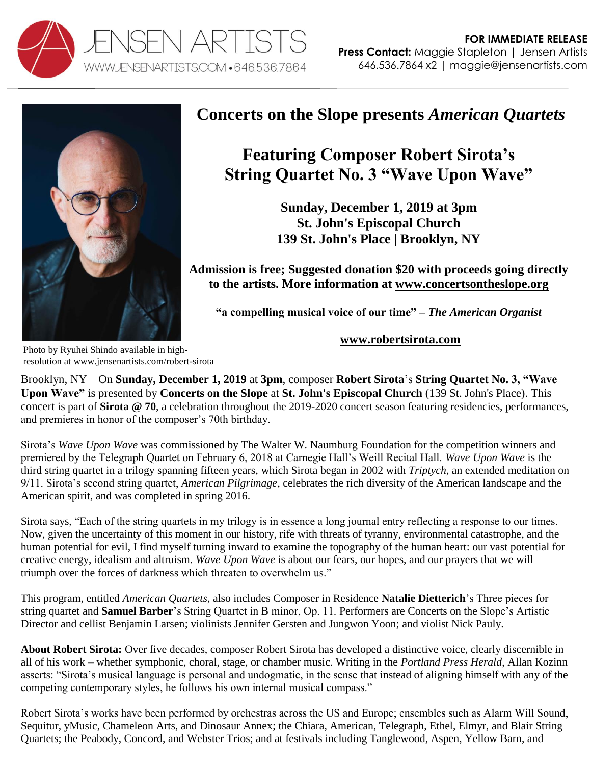JENSEN ARTISTS
WWW.JENSENARTISTS.COM • 646.536.7864

**FOR IMMEDIATE RELEASE**
**Press Contact:** Maggie Stapleton | Jensen Artists
646.536.7864 x2 | maggie@jensenartists.com

# Concerts on the Slope presents *American Quartets*

## Featuring Composer Robert Sirota's String Quartet No. 3 "Wave Upon Wave"

**Sunday, December 1, 2019 at 3pm**
**St. John's Episcopal Church**
**139 St. John's Place | Brooklyn, NY**

**Admission is free; Suggested donation $20 with proceeds going directly to the artists. More information at www.concertsontheslope.org**

**"a compelling musical voice of our time" – *The American Organist***

**www.robertsirota.com**

Photo by Ryuhei Shindo available in high-resolution at www.jensenartists.com/robert-sirota

Brooklyn, NY – On **Sunday, December 1, 2019** at **3pm**, composer **Robert Sirota**'s **String Quartet No. 3, "Wave Upon Wave"** is presented by **Concerts on the Slope** at **St. John's Episcopal Church** (139 St. John's Place). This concert is part of **Sirota @ 70**, a celebration throughout the 2019-2020 concert season featuring residencies, performances, and premieres in honor of the composer's 70th birthday.

Sirota's *Wave Upon Wave* was commissioned by The Walter W. Naumburg Foundation for the competition winners and premiered by the Telegraph Quartet on February 6, 2018 at Carnegie Hall's Weill Recital Hall. *Wave Upon Wave* is the third string quartet in a trilogy spanning fifteen years, which Sirota began in 2002 with *Triptych*, an extended meditation on 9/11. Sirota's second string quartet, *American Pilgrimage*, celebrates the rich diversity of the American landscape and the American spirit, and was completed in spring 2016.

Sirota says, "Each of the string quartets in my trilogy is in essence a long journal entry reflecting a response to our times. Now, given the uncertainty of this moment in our history, rife with threats of tyranny, environmental catastrophe, and the human potential for evil, I find myself turning inward to examine the topography of the human heart: our vast potential for creative energy, idealism and altruism. *Wave Upon Wave* is about our fears, our hopes, and our prayers that we will triumph over the forces of darkness which threaten to overwhelm us."

This program, entitled *American Quartets*, also includes Composer in Residence **Natalie Dietterich**'s Three pieces for string quartet and **Samuel Barber**'s String Quartet in B minor, Op. 11. Performers are Concerts on the Slope's Artistic Director and cellist Benjamin Larsen; violinists Jennifer Gersten and Jungwon Yoon; and violist Nick Pauly.

**About Robert Sirota:** Over five decades, composer Robert Sirota has developed a distinctive voice, clearly discernible in all of his work – whether symphonic, choral, stage, or chamber music. Writing in the *Portland Press Herald*, Allan Kozinn asserts: "Sirota's musical language is personal and undogmatic, in the sense that instead of aligning himself with any of the competing contemporary styles, he follows his own internal musical compass."

Robert Sirota's works have been performed by orchestras across the US and Europe; ensembles such as Alarm Will Sound, Sequitur, yMusic, Chameleon Arts, and Dinosaur Annex; the Chiara, American, Telegraph, Ethel, Elmyr, and Blair String Quartets; the Peabody, Concord, and Webster Trios; and at festivals including Tanglewood, Aspen, Yellow Barn, and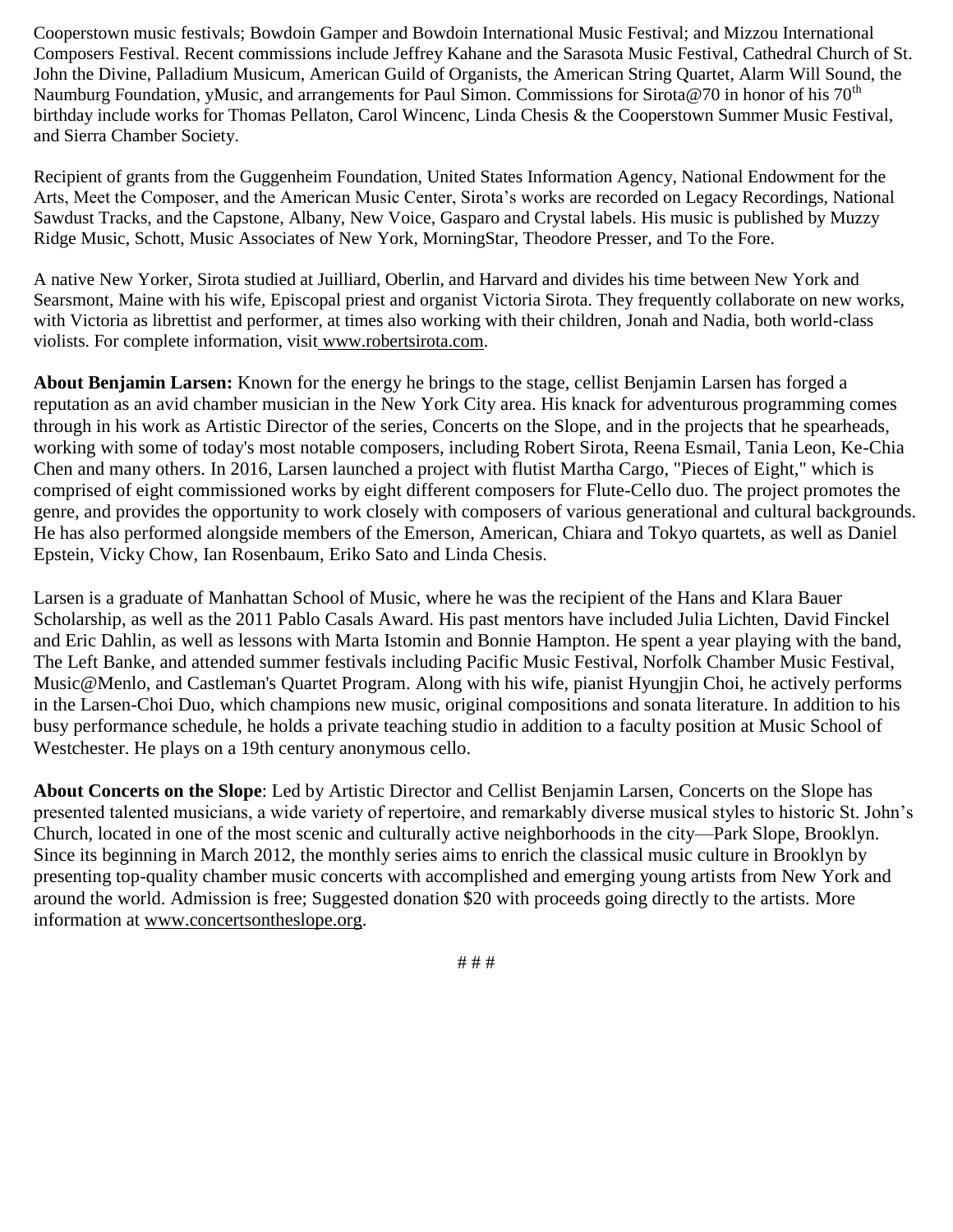Cooperstown music festivals; Bowdoin Gamper and Bowdoin International Music Festival; and Mizzou International Composers Festival. Recent commissions include Jeffrey Kahane and the Sarasota Music Festival, Cathedral Church of St. John the Divine, Palladium Musicum, American Guild of Organists, the American String Quartet, Alarm Will Sound, the Naumburg Foundation, yMusic, and arrangements for Paul Simon. Commissions for Sirota@70 in honor of his 70th birthday include works for Thomas Pellaton, Carol Wincenc, Linda Chesis & the Cooperstown Summer Music Festival, and Sierra Chamber Society.

Recipient of grants from the Guggenheim Foundation, United States Information Agency, National Endowment for the Arts, Meet the Composer, and the American Music Center, Sirota's works are recorded on Legacy Recordings, National Sawdust Tracks, and the Capstone, Albany, New Voice, Gasparo and Crystal labels. His music is published by Muzzy Ridge Music, Schott, Music Associates of New York, MorningStar, Theodore Presser, and To the Fore.

A native New Yorker, Sirota studied at Juilliard, Oberlin, and Harvard and divides his time between New York and Searsmont, Maine with his wife, Episcopal priest and organist Victoria Sirota. They frequently collaborate on new works, with Victoria as librettist and performer, at times also working with their children, Jonah and Nadia, both world-class violists. For complete information, visit www.robertsirota.com.

**About Benjamin Larsen:** Known for the energy he brings to the stage, cellist Benjamin Larsen has forged a reputation as an avid chamber musician in the New York City area. His knack for adventurous programming comes through in his work as Artistic Director of the series, Concerts on the Slope, and in the projects that he spearheads, working with some of today's most notable composers, including Robert Sirota, Reena Esmail, Tania Leon, Ke-Chia Chen and many others. In 2016, Larsen launched a project with flutist Martha Cargo, "Pieces of Eight," which is comprised of eight commissioned works by eight different composers for Flute-Cello duo. The project promotes the genre, and provides the opportunity to work closely with composers of various generational and cultural backgrounds. He has also performed alongside members of the Emerson, American, Chiara and Tokyo quartets, as well as Daniel Epstein, Vicky Chow, Ian Rosenbaum, Eriko Sato and Linda Chesis.

Larsen is a graduate of Manhattan School of Music, where he was the recipient of the Hans and Klara Bauer Scholarship, as well as the 2011 Pablo Casals Award. His past mentors have included Julia Lichten, David Finckel and Eric Dahlin, as well as lessons with Marta Istomin and Bonnie Hampton. He spent a year playing with the band, The Left Banke, and attended summer festivals including Pacific Music Festival, Norfolk Chamber Music Festival, Music@Menlo, and Castleman's Quartet Program. Along with his wife, pianist Hyungjin Choi, he actively performs in the Larsen-Choi Duo, which champions new music, original compositions and sonata literature. In addition to his busy performance schedule, he holds a private teaching studio in addition to a faculty position at Music School of Westchester. He plays on a 19th century anonymous cello.

**About Concerts on the Slope**: Led by Artistic Director and Cellist Benjamin Larsen, Concerts on the Slope has presented talented musicians, a wide variety of repertoire, and remarkably diverse musical styles to historic St. John's Church, located in one of the most scenic and culturally active neighborhoods in the city—Park Slope, Brooklyn. Since its beginning in March 2012, the monthly series aims to enrich the classical music culture in Brooklyn by presenting top-quality chamber music concerts with accomplished and emerging young artists from New York and around the world. Admission is free; Suggested donation $20 with proceeds going directly to the artists. More information at www.concertsontheslope.org.

# # #